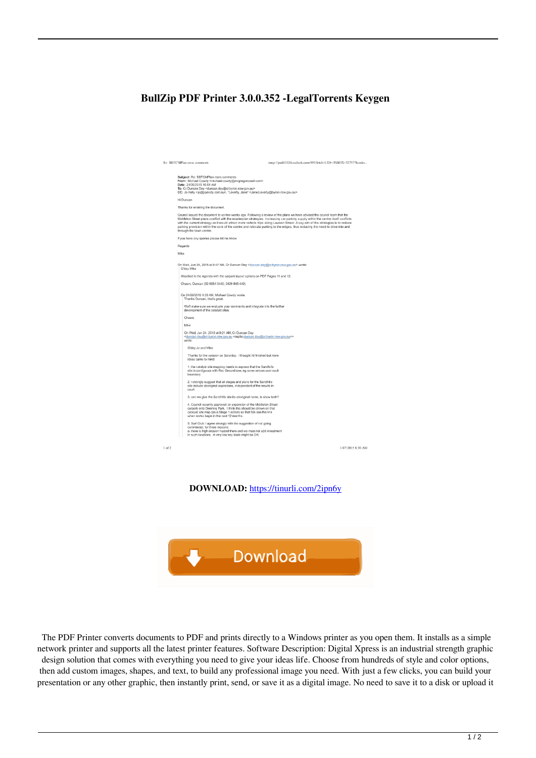# BullZip PDF Printer 3.0.0.352 -LegalTorrents Keygen

Re: BBTCMPlan more comments

imap://pod51024.outlook.com:993/fetch>UID>/INBOX>32757?header...

**Subject:** Re: BBTCMPlan more comments
**From:** Michael Cowdy <michael.cowdy@mcgregorcoxall.com>
**Date:** 24/06/2015 10:01 AM
**To:** Cr Duncan Dey <duncan.dey@cr.byron.nsw.gov.au>
**CC:** Jo Kelly <jo@ppandp.com.au>, "Laverty, Jane" <Jane.Laverty@byron.nsw.gov.au>

Hi Duncan

Thanks for emailing the document.

Council issued the document to us two weeks ago. Following a review of the plans we have advised the council team that the Middleton Street plans conflict with the masterplan strategies. Increasing car parking supply within the centre itself conflicts with the current strategy as it would attract more vehicle trips along Lawson Street. A key aim of the strategies is to reduce parking provision within the core of the centre and relocate parking to the edges, thus reducing the need to drive into and through the town centre.

If you have any queries please let me know.

Regards

Mike

On Wed, Jun 24, 2015 at 9:47 AM, Cr Duncan Dey <duncan.dey@cr.byron.nsw.gov.au> wrote:

> G'day Mike
>
> Attached is the Agenda with the carpark layout options on PDF Pages 11 and 12.
>
> Cheers, Duncan (02 6684 5440; 0428 845 440)
>
> On 24/06/2015 9:28 AM, Michael Cowdy wrote:
>
> > Thanks Duncan, that's great.
> >
> > We'll make sure we evaluate your comments and integrate into the further development of the catalyst sites.
> >
> > Cheers
> >
> > Mike
> >
> > On Wed, Jun 24, 2015 at 9:21 AM, Cr Duncan Dey <duncan.dey@cr.byron.nsw.gov.au <mailto:duncan.dey@cr.byron.nsw.gov.au>> wrote:
> >
> > > G'day Jo and Mike
> > >
> > > Thanks for the session on Saturday. I thought I'd finished but more ideas came to mind:
> > >
> > > 1. the catalyst site mapping needs to express that the Sandhills site is contiguous with Rec Ground one, eg some arrows over each boundary.
> > >
> > > 2. I strongly suggest that all stages and plans for the Sandhills site include aboriginal aspirations, independent of the results in court.
> > >
> > > 3. can we give the Sandhills site its aboriginal name, ie show both?
> > >
> > > 4. Council recently approved an expansion of the Middleton Street carpark onto Denning Park. I think this should be shown on that catalyst site map (as a Stage 1 action) so that folk see the link when works begin in the next 12 months.
> > >
> > > 5. Surf Club: I agree strongly with the suggestion of not going commercial, for three reasons:
> > > a. there is high erosion hazard there and we must not add investment in such locations. A very low key kiosk might be OK;

1 of 2 1/07/2015 8:30 AM

**DOWNLOAD:** https://tinurli.com/2ipn6y

Download

The PDF Printer converts documents to PDF and prints directly to a Windows printer as you open them. It installs as a simple network printer and supports all the latest printer features. Software Description: Digital Xpress is an industrial strength graphic design solution that comes with everything you need to give your ideas life. Choose from hundreds of style and color options, then add custom images, shapes, and text, to build any professional image you need. With just a few clicks, you can build your presentation or any other graphic, then instantly print, send, or save it as a digital image. No need to save it to a disk or upload it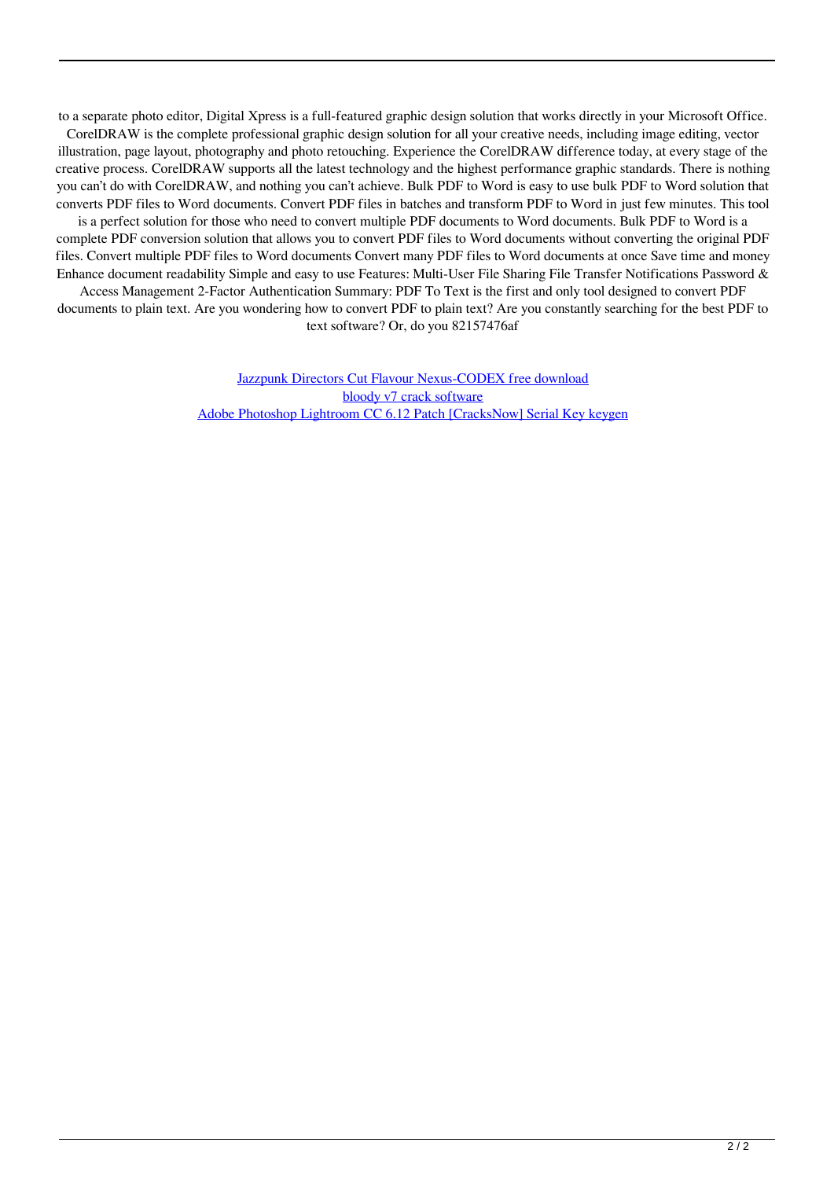to a separate photo editor, Digital Xpress is a full-featured graphic design solution that works directly in your Microsoft Office. CorelDRAW is the complete professional graphic design solution for all your creative needs, including image editing, vector illustration, page layout, photography and photo retouching. Experience the CorelDRAW difference today, at every stage of the creative process. CorelDRAW supports all the latest technology and the highest performance graphic standards. There is nothing you can't do with CorelDRAW, and nothing you can't achieve. Bulk PDF to Word is easy to use bulk PDF to Word solution that converts PDF files to Word documents. Convert PDF files in batches and transform PDF to Word in just few minutes. This tool is a perfect solution for those who need to convert multiple PDF documents to Word documents. Bulk PDF to Word is a complete PDF conversion solution that allows you to convert PDF files to Word documents without converting the original PDF files. Convert multiple PDF files to Word documents Convert many PDF files to Word documents at once Save time and money Enhance document readability Simple and easy to use Features: Multi-User File Sharing File Transfer Notifications Password & Access Management 2-Factor Authentication Summary: PDF To Text is the first and only tool designed to convert PDF documents to plain text. Are you wondering how to convert PDF to plain text? Are you constantly searching for the best PDF to text software? Or, do you 82157476af

Jazzpunk Directors Cut Flavour Nexus-CODEX free download
bloody v7 crack software
Adobe Photoshop Lightroom CC 6.12 Patch [CracksNow] Serial Key keygen